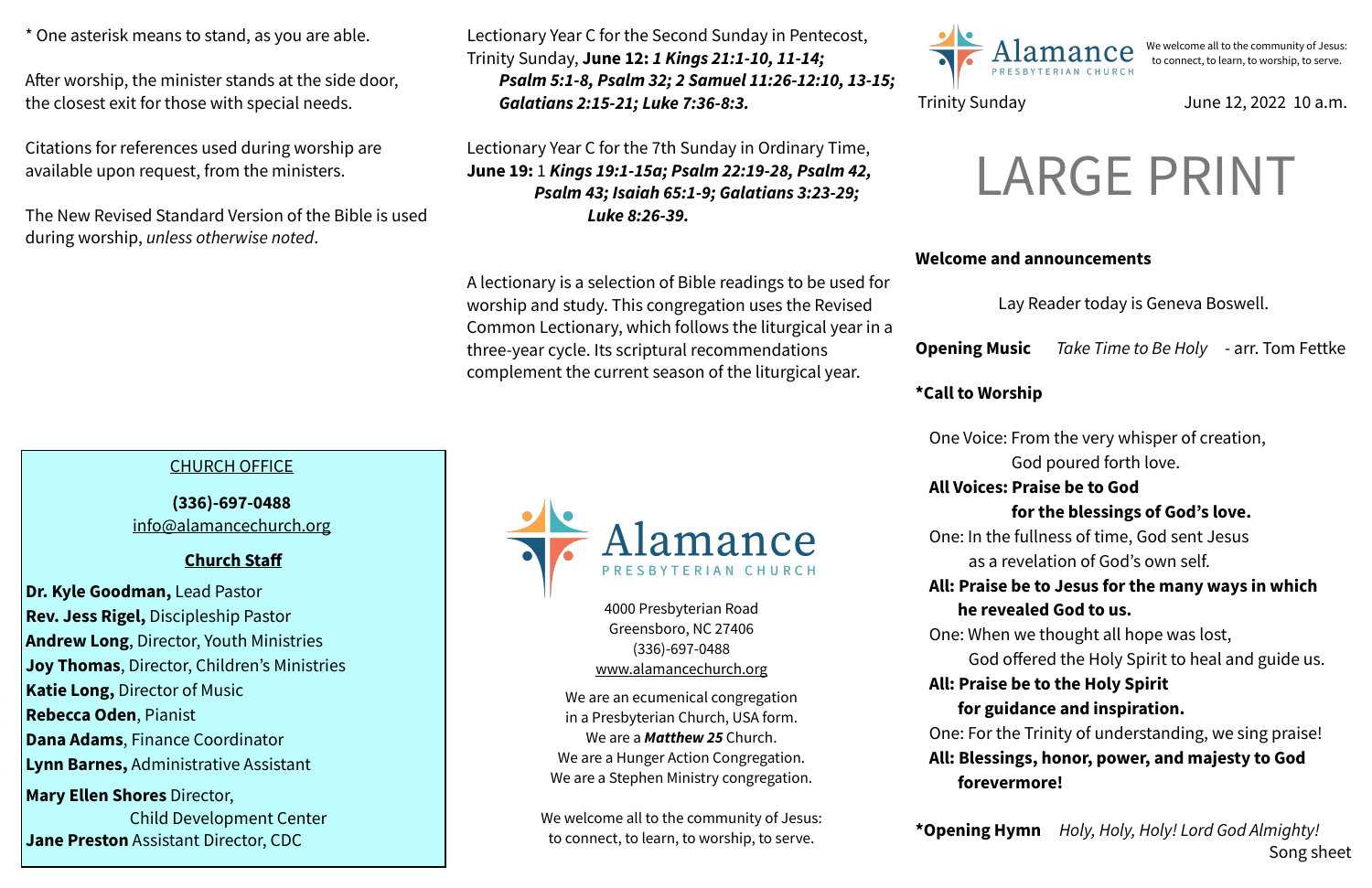* One asterisk means to stand, as you are able.

After worship, the minister stands at the side door, the closest exit for those with special needs.

Citations for references used during worship are available upon request, from the ministers.

The New Revised Standard Version of the Bible is used during worship, *unless otherwise noted*.

**CHURCH OFFICE**

**(336)-697-0488**
info@alamancechurch.org

**Church Staff**

**Dr. Kyle Goodman,** Lead Pastor
**Rev. Jess Rigel,** Discipleship Pastor
**Andrew Long**, Director, Youth Ministries
**Joy Thomas**, Director, Children's Ministries
**Katie Long,** Director of Music
**Rebecca Oden**, Pianist
**Dana Adams**, Finance Coordinator
**Lynn Barnes,** Administrative Assistant
**Mary Ellen Shores** Director, Child Development Center
**Jane Preston** Assistant Director, CDC

Lectionary Year C for the Second Sunday in Pentecost, Trinity Sunday, **June 12:** ***1 Kings 21:1-10, 11-14; Psalm 5:1-8, Psalm 32; 2 Samuel 11:26-12:10, 13-15; Galatians 2:15-21; Luke 7:36-8:3.***

Lectionary Year C for the 7th Sunday in Ordinary Time, **June 19:** 1 ***Kings 19:1-15a; Psalm 22:19-28, Psalm 42, Psalm 43; Isaiah 65:1-9; Galatians 3:23-29; Luke 8:26-39.***

A lectionary is a selection of Bible readings to be used for worship and study. This congregation uses the Revised Common Lectionary, which follows the liturgical year in a three-year cycle. Its scriptural recommendations complement the current season of the liturgical year.

Alamance PRESBYTERIAN CHURCH

4000 Presbyterian Road
Greensboro, NC 27406
(336)-697-0488
www.alamancechurch.org

We are an ecumenical congregation in a Presbyterian Church, USA form.
We are a ***Matthew 25*** Church.
We are a Hunger Action Congregation.
We are a Stephen Ministry congregation.

We welcome all to the community of Jesus: to connect, to learn, to worship, to serve.

Alamance PRESBYTERIAN CHURCH — We welcome all to the community of Jesus: to connect, to learn, to worship, to serve.

Trinity Sunday — June 12, 2022 10 a.m.

# LARGE PRINT

**Welcome and announcements**

Lay Reader today is Geneva Boswell.

**Opening Music** *Take Time to Be Holy* - arr. Tom Fettke

**\*Call to Worship**

One Voice: From the very whisper of creation, God poured forth love.
**All Voices: Praise be to God for the blessings of God's love.**
One: In the fullness of time, God sent Jesus as a revelation of God's own self.
**All: Praise be to Jesus for the many ways in which he revealed God to us.**
One: When we thought all hope was lost, God offered the Holy Spirit to heal and guide us.
**All: Praise be to the Holy Spirit for guidance and inspiration.**
One: For the Trinity of understanding, we sing praise!
**All: Blessings, honor, power, and majesty to God forevermore!**

**\*Opening Hymn** *Holy, Holy, Holy! Lord God Almighty!* Song sheet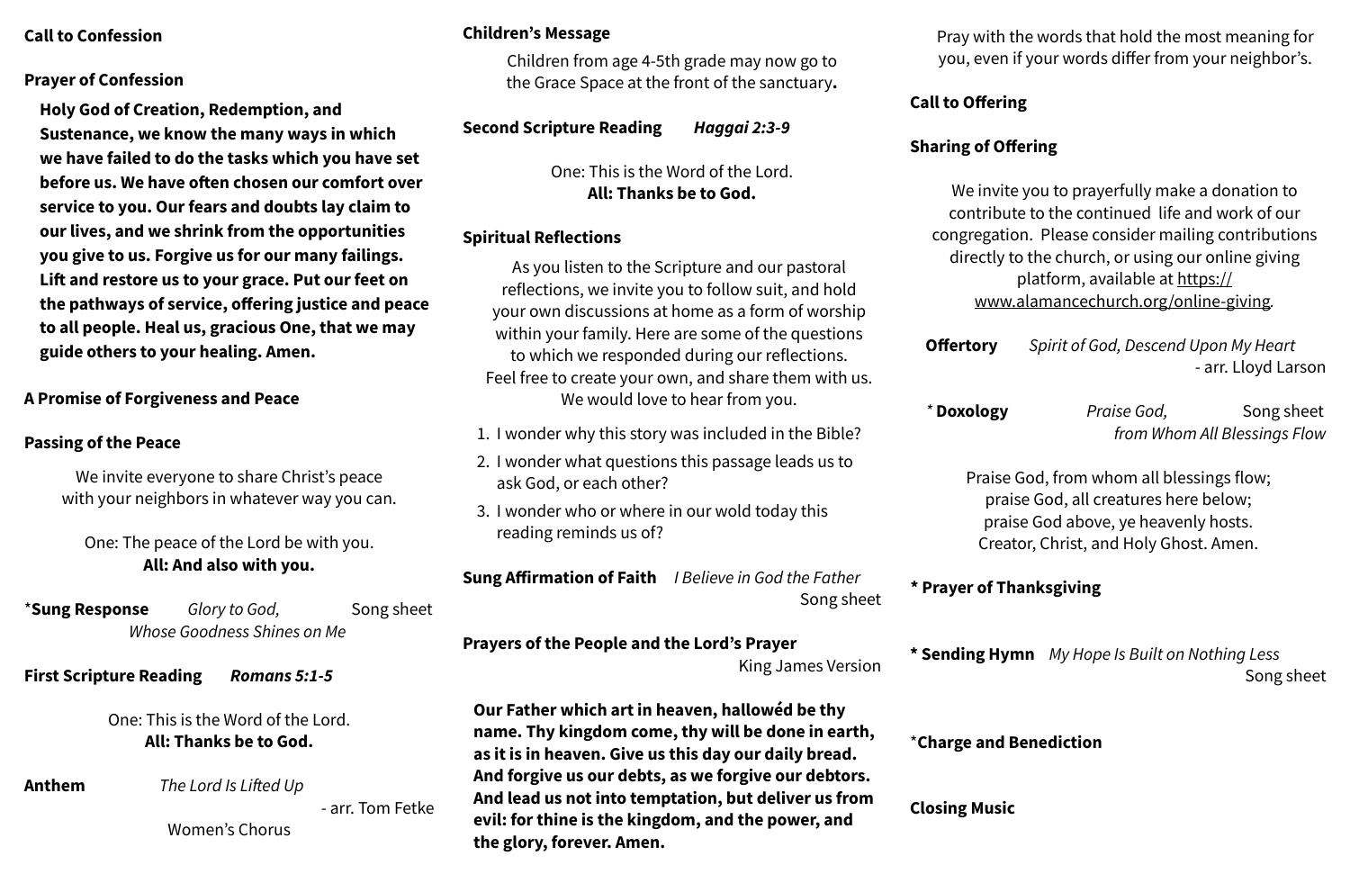**Call to Confession**

**Prayer of Confession**

**Holy God of Creation, Redemption, and Sustenance, we know the many ways in which we have failed to do the tasks which you have set before us. We have often chosen our comfort over service to you. Our fears and doubts lay claim to our lives, and we shrink from the opportunities you give to us. Forgive us for our many failings. Lift and restore us to your grace. Put our feet on the pathways of service, offering justice and peace to all people. Heal us, gracious One, that we may guide others to your healing. Amen.**

**A Promise of Forgiveness and Peace**

**Passing of the Peace**

We invite everyone to share Christ's peace with your neighbors in whatever way you can.

One: The peace of the Lord be with you.
**All: And also with you.**

*__Sung Response__ *Glory to God, Whose Goodness Shines on Me* Song sheet

**First Scripture Reading** ***Romans 5:1-5***

One: This is the Word of the Lord.
**All: Thanks be to God.**

**Anthem** *The Lord Is Lifted Up* - arr. Tom Fetke
Women's Chorus

**Children's Message**

Children from age 4-5th grade may now go to the Grace Space at the front of the sanctuary**.**

**Second Scripture Reading** ***Haggai 2:3-9***

One: This is the Word of the Lord.
**All: Thanks be to God.**

**Spiritual Reflections**

As you listen to the Scripture and our pastoral reflections, we invite you to follow suit, and hold your own discussions at home as a form of worship within your family. Here are some of the questions to which we responded during our reflections. Feel free to create your own, and share them with us. We would love to hear from you.

1. I wonder why this story was included in the Bible?
2. I wonder what questions this passage leads us to ask God, or each other?
3. I wonder who or where in our wold today this reading reminds us of?

**Sung Affirmation of Faith** *I Believe in God the Father* Song sheet

**Prayers of the People and the Lord's Prayer** King James Version

**Our Father which art in heaven, hallowéd be thy name. Thy kingdom come, thy will be done in earth, as it is in heaven. Give us this day our daily bread. And forgive us our debts, as we forgive our debtors. And lead us not into temptation, but deliver us from evil: for thine is the kingdom, and the power, and the glory, forever. Amen.**

Pray with the words that hold the most meaning for you, even if your words differ from your neighbor's.

**Call to Offering**

**Sharing of Offering**

We invite you to prayerfully make a donation to contribute to the continued life and work of our congregation. Please consider mailing contributions directly to the church, or using our online giving platform, available at https://www.alamancechurch.org/online-giving.

**Offertory** *Spirit of God, Descend Upon My Heart* - arr. Lloyd Larson

\* **Doxology** *Praise God, from Whom All Blessings Flow* Song sheet

Praise God, from whom all blessings flow;
praise God, all creatures here below;
praise God above, ye heavenly hosts.
Creator, Christ, and Holy Ghost. Amen.

**\* Prayer of Thanksgiving**

**\* Sending Hymn** *My Hope Is Built on Nothing Less* Song sheet

*__Charge and Benediction__

**Closing Music**